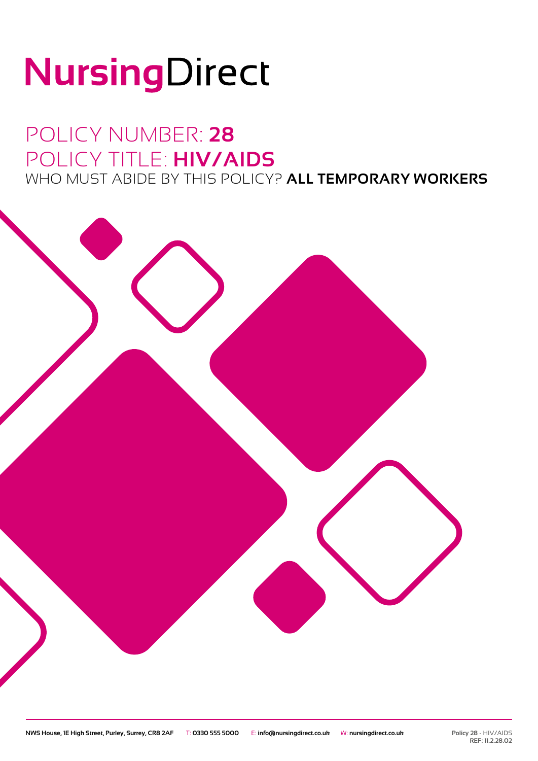# NursingDirect

## POLICY NUMBER: **28**
## POLICY TITLE: **HIV/AIDS**
### WHO MUST ABIDE BY THIS POLICY? **ALL TEMPORARY WORKERS**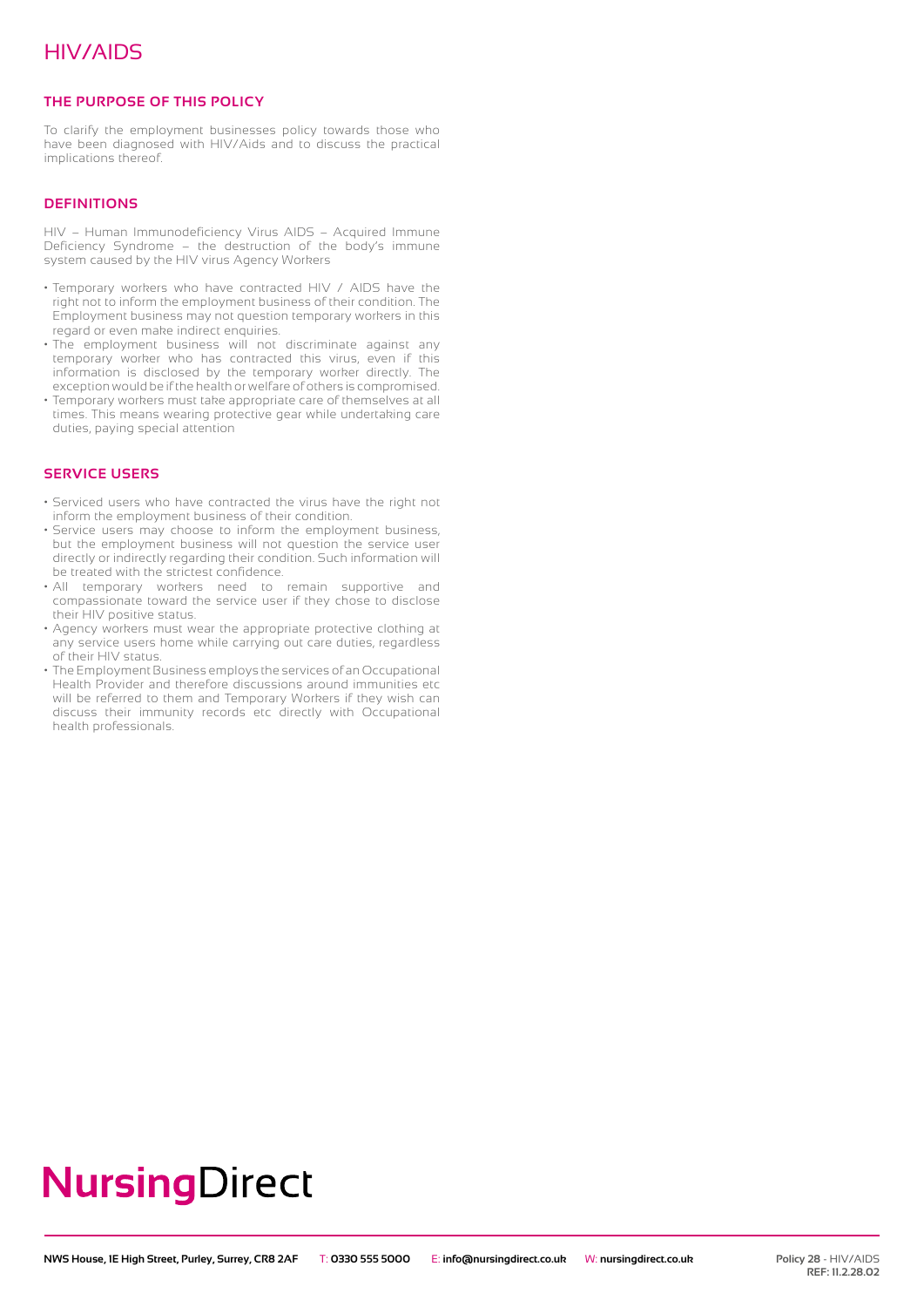# HIV/AIDS

## THE PURPOSE OF THIS POLICY

To clarify the employment businesses policy towards those who have been diagnosed with HIV/Aids and to discuss the practical implications thereof.

## DEFINITIONS

HIV – Human Immunodeficiency Virus AIDS – Acquired Immune Deficiency Syndrome – the destruction of the body's immune system caused by the HIV virus Agency Workers

- Temporary workers who have contracted HIV / AIDS have the right not to inform the employment business of their condition. The Employment business may not question temporary workers in this regard or even make indirect enquiries.
- The employment business will not discriminate against any temporary worker who has contracted this virus, even if this information is disclosed by the temporary worker directly. The exception would be if the health or welfare of others is compromised.
- Temporary workers must take appropriate care of themselves at all times. This means wearing protective gear while undertaking care duties, paying special attention

## SERVICE USERS

- Serviced users who have contracted the virus have the right not inform the employment business of their condition.
- Service users may choose to inform the employment business, but the employment business will not question the service user directly or indirectly regarding their condition. Such information will be treated with the strictest confidence.
- All temporary workers need to remain supportive and compassionate toward the service user if they chose to disclose their HIV positive status.
- Agency workers must wear the appropriate protective clothing at any service users home while carrying out care duties, regardless of their HIV status.
- The Employment Business employs the services of an Occupational Health Provider and therefore discussions around immunities etc will be referred to them and Temporary Workers if they wish can discuss their immunity records etc directly with Occupational health professionals.

**Nursing**Direct

NWS House, 1E High Street, Purley, Surrey, CR8 2AF T: 0330 555 5000 E: info@nursingdirect.co.uk W: nursingdirect.co.uk

Policy 28 - HIV/AIDS
REF: 11.2.28.02